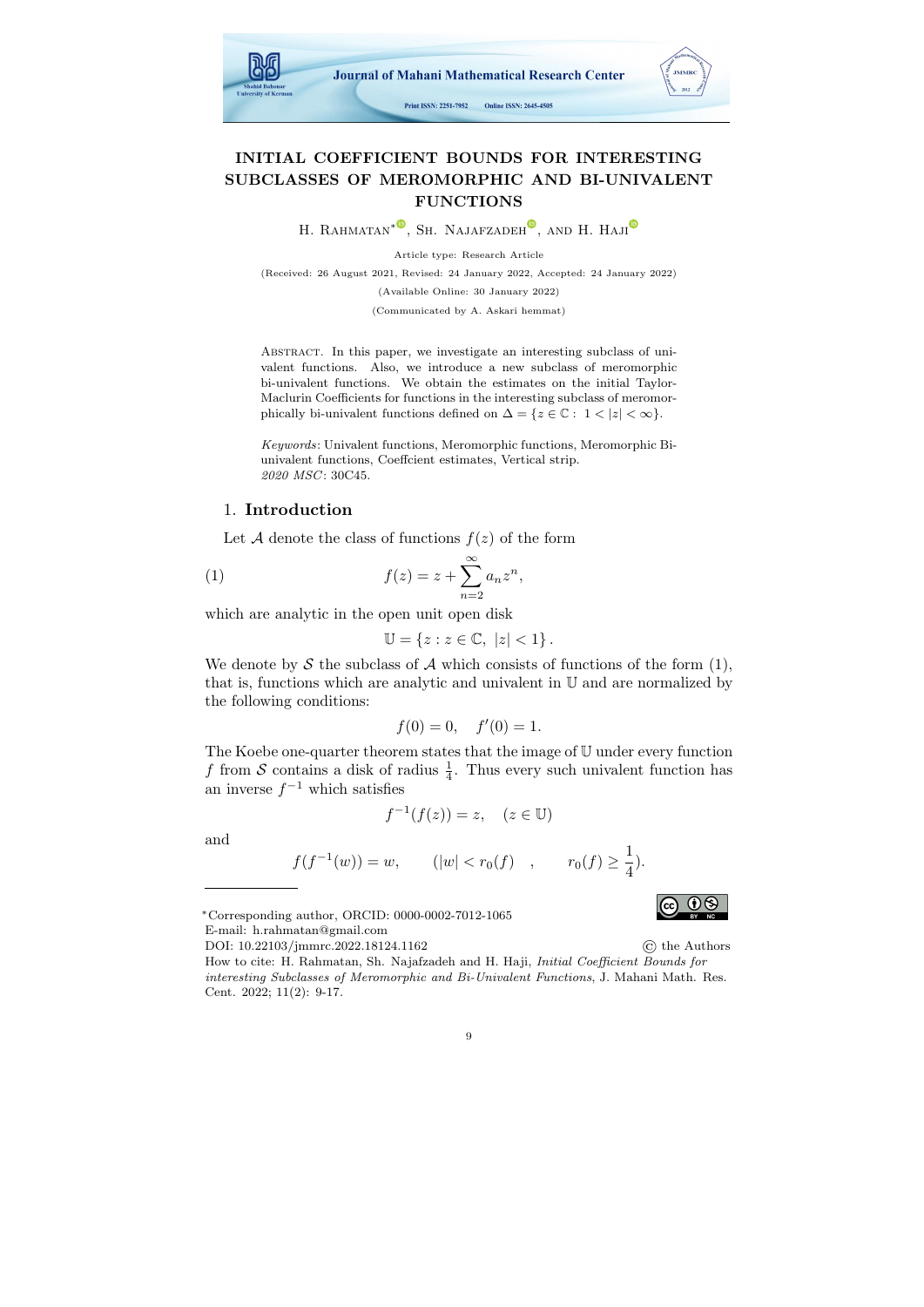# INITIAL COEFFICIENT BOUNDS FOR INTERESTING SUBCLASSES OF MEROMORPHIC AND BI-UNIVALENT FUNCTIONS

H. Rahmatan*, Sh. Najafzadeh, and H. Haji

Article type: Research Article

(Received: 26 August 2021, Revised: 24 January 2022, Accepted: 24 January 2022)

(Available Online: 30 January 2022)

(Communicated by A. Askari hemmat)

Abstract. In this paper, we investigate an interesting subclass of univalent functions. Also, we introduce a new subclass of meromorphic bi-univalent functions. We obtain the estimates on the initial Taylor-Maclurin Coefficients for functions in the interesting subclass of meromorphically bi-univalent functions defined on $\Delta = \{z \in \mathbb{C} : \ 1 < |z| < \infty\}$.

*Keywords*: Univalent functions, Meromorphic functions, Meromorphic Bi-univalent functions, Coeffcient estimates, Vertical strip.
*2020 MSC*: 30C45.

## 1. Introduction

Let $\mathcal{A}$ denote the class of functions $f(z)$ of the form

$$f(z) = z + \sum_{n=2}^{\infty} a_n z^n, \tag{1}$$

which are analytic in the open unit open disk

$$\mathbb{U} = \{z : z \in \mathbb{C}, \ |z| < 1\}.$$

We denote by $\mathcal{S}$ the subclass of $\mathcal{A}$ which consists of functions of the form (1), that is, functions which are analytic and univalent in $\mathbb{U}$ and are normalized by the following conditions:

$$f(0) = 0, \quad f'(0) = 1.$$

The Koebe one-quarter theorem states that the image of $\mathbb{U}$ under every function $f$ from $\mathcal{S}$ contains a disk of radius $\frac{1}{4}$. Thus every such univalent function has an inverse $f^{-1}$ which satisfies

$$f^{-1}(f(z)) = z, \quad (z \in \mathbb{U})$$

and

$$f(f^{-1}(w)) = w, \qquad (|w| < r_0(f) \quad , \qquad r_0(f) \geq \frac{1}{4}).$$

---

*Corresponding author, ORCID: 0000-0002-7012-1065
E-mail: h.rahmatan@gmail.com
DOI: 10.22103/jmmrc.2022.18124.1162 © the Authors
How to cite: H. Rahmatan, Sh. Najafzadeh and H. Haji, *Initial Coefficient Bounds for interesting Subclasses of Meromorphic and Bi-Univalent Functions*, J. Mahani Math. Res. Cent. 2022; 11(2): 9-17.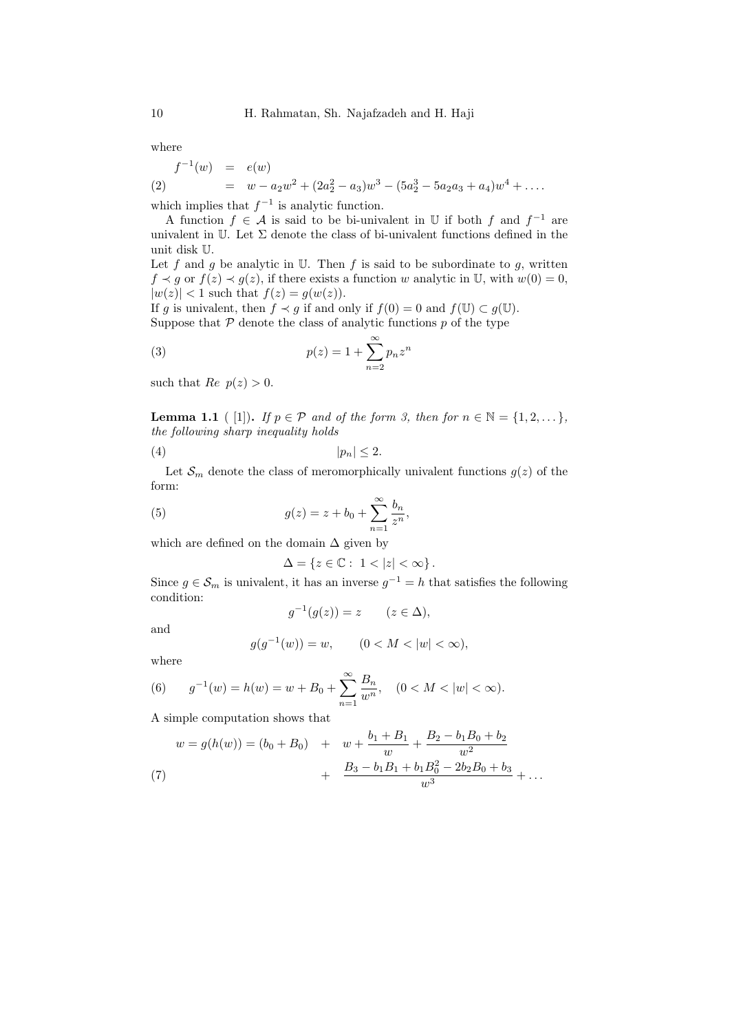where

$$
\begin{aligned}
f^{-1}(w) &= e(w) \\
&= w - a_2 w^2 + (2a_2^2 - a_3)w^3 - (5a_2^3 - 5a_2 a_3 + a_4)w^4 + \dots \qquad (2)
\end{aligned}
$$

which implies that $f^{-1}$ is analytic function.

A function $f \in \mathcal{A}$ is said to be bi-univalent in $\mathbb{U}$ if both $f$ and $f^{-1}$ are univalent in $\mathbb{U}$. Let $\Sigma$ denote the class of bi-univalent functions defined in the unit disk $\mathbb{U}$.

Let $f$ and $g$ be analytic in $\mathbb{U}$. Then $f$ is said to be subordinate to $g$, written $f \prec g$ or $f(z) \prec g(z)$, if there exists a function $w$ analytic in $\mathbb{U}$, with $w(0) = 0$, $|w(z)| < 1$ such that $f(z) = g(w(z))$.

If $g$ is univalent, then $f \prec g$ if and only if $f(0) = 0$ and $f(\mathbb{U}) \subset g(\mathbb{U})$.

Suppose that $\mathcal{P}$ denote the class of analytic functions $p$ of the type

$$
p(z) = 1 + \sum_{n=2}^{\infty} p_n z^n \qquad (3)
$$

such that $Re\ p(z) > 0$.

**Lemma 1.1** ( [1]). *If $p \in \mathcal{P}$ and of the form 3, then for $n \in \mathbb{N} = \{1, 2, \dots\}$, the following sharp inequality holds*

$$
|p_n| \leq 2. \qquad (4)
$$

Let $\mathcal{S}_m$ denote the class of meromorphically univalent functions $g(z)$ of the form:

$$
g(z) = z + b_0 + \sum_{n=1}^{\infty} \frac{b_n}{z^n}, \qquad (5)
$$

which are defined on the domain $\Delta$ given by

$$
\Delta = \{z \in \mathbb{C} : \ 1 < |z| < \infty\}.
$$

Since $g \in \mathcal{S}_m$ is univalent, it has an inverse $g^{-1} = h$ that satisfies the following condition:

$$
g^{-1}(g(z)) = z \qquad (z \in \Delta),
$$

and

$$
g(g^{-1}(w)) = w, \qquad (0 < M < |w| < \infty),
$$

where

$$
g^{-1}(w) = h(w) = w + B_0 + \sum_{n=1}^{\infty} \frac{B_n}{w^n}, \quad (0 < M < |w| < \infty). \qquad (6)
$$

A simple computation shows that

$$
\begin{aligned}
w = g(h(w)) = (b_0 + B_0) &+ w + \frac{b_1 + B_1}{w} + \frac{B_2 - b_1 B_0 + b_2}{w^2} \\
&+ \frac{B_3 - b_1 B_1 + b_1 B_0^2 - 2b_2 B_0 + b_3}{w^3} + \dots \qquad (7)
\end{aligned}
$$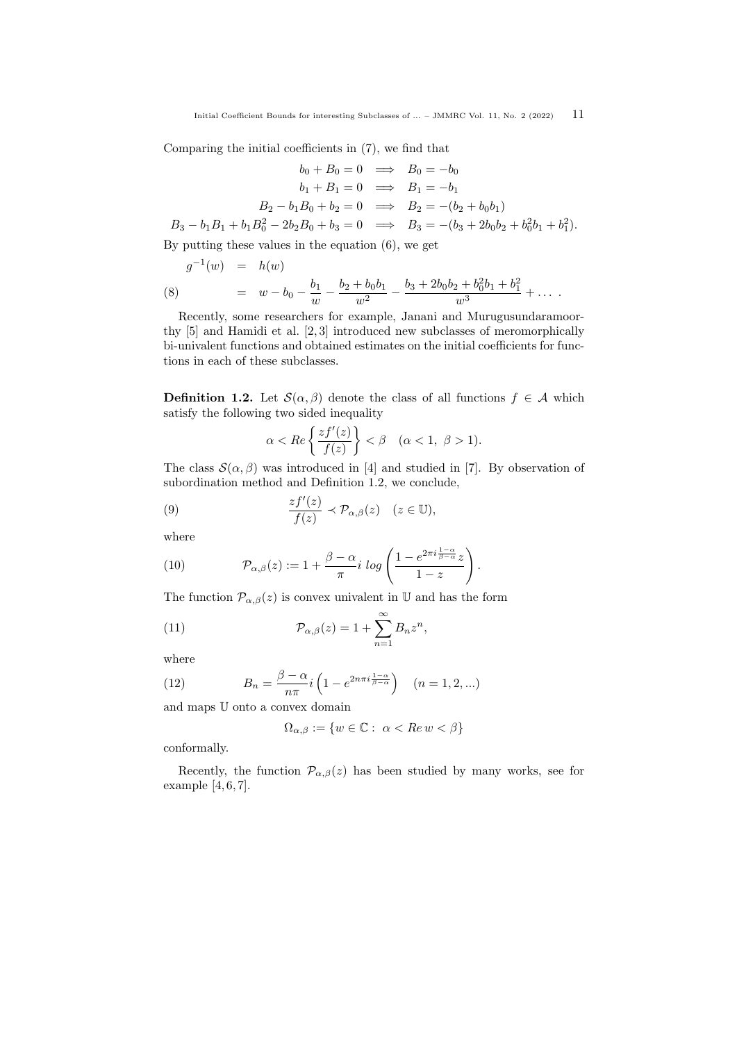Comparing the initial coefficients in (7), we find that

$$
\begin{aligned}
b_0 + B_0 = 0 \quad &\Longrightarrow \quad B_0 = -b_0 \\
b_1 + B_1 = 0 \quad &\Longrightarrow \quad B_1 = -b_1 \\
B_2 - b_1 B_0 + b_2 = 0 \quad &\Longrightarrow \quad B_2 = -(b_2 + b_0 b_1) \\
B_3 - b_1 B_1 + b_1 B_0^2 - 2b_2 B_0 + b_3 = 0 \quad &\Longrightarrow \quad B_3 = -(b_3 + 2b_0 b_2 + b_0^2 b_1 + b_1^2).
\end{aligned}
$$

By putting these values in the equation (6), we get

$$
\begin{aligned}
g^{-1}(w) &= h(w) \\
&= w - b_0 - \frac{b_1}{w} - \frac{b_2 + b_0 b_1}{w^2} - \frac{b_3 + 2b_0 b_2 + b_0^2 b_1 + b_1^2}{w^3} + \dots \, . \qquad (8)
\end{aligned}
$$

Recently, some researchers for example, Janani and Murugusundaramoorthy [5] and Hamidi et al. [2, 3] introduced new subclasses of meromorphically bi-univalent functions and obtained estimates on the initial coefficients for functions in each of these subclasses.

**Definition 1.2.** Let $\mathcal{S}(\alpha, \beta)$ denote the class of all functions $f \in \mathcal{A}$ which satisfy the following two sided inequality

$$
\alpha < Re\left\{\frac{zf'(z)}{f(z)}\right\} < \beta \quad (\alpha < 1,\ \beta > 1).
$$

The class $\mathcal{S}(\alpha, \beta)$ was introduced in [4] and studied in [7]. By observation of subordination method and Definition 1.2, we conclude,

$$
\frac{zf'(z)}{f(z)} \prec \mathcal{P}_{\alpha,\beta}(z) \quad (z \in \mathbb{U}), \qquad (9)
$$

where

$$
\mathcal{P}_{\alpha,\beta}(z) := 1 + \frac{\beta - \alpha}{\pi} i \; log\left(\frac{1 - e^{2\pi i \frac{1-\alpha}{\beta-\alpha}} z}{1 - z}\right). \qquad (10)
$$

The function $\mathcal{P}_{\alpha,\beta}(z)$ is convex univalent in $\mathbb{U}$ and has the form

$$
\mathcal{P}_{\alpha,\beta}(z) = 1 + \sum_{n=1}^{\infty} B_n z^n, \qquad (11)
$$

where

$$
B_n = \frac{\beta - \alpha}{n\pi} i \left(1 - e^{2n\pi i \frac{1-\alpha}{\beta-\alpha}}\right) \quad (n = 1, 2, ...) \qquad (12)
$$

and maps $\mathbb{U}$ onto a convex domain

$$
\Omega_{\alpha,\beta} := \{w \in \mathbb{C} : \ \alpha < Re\, w < \beta\}
$$

conformally.

Recently, the function $\mathcal{P}_{\alpha,\beta}(z)$ has been studied by many works, see for example [4, 6, 7].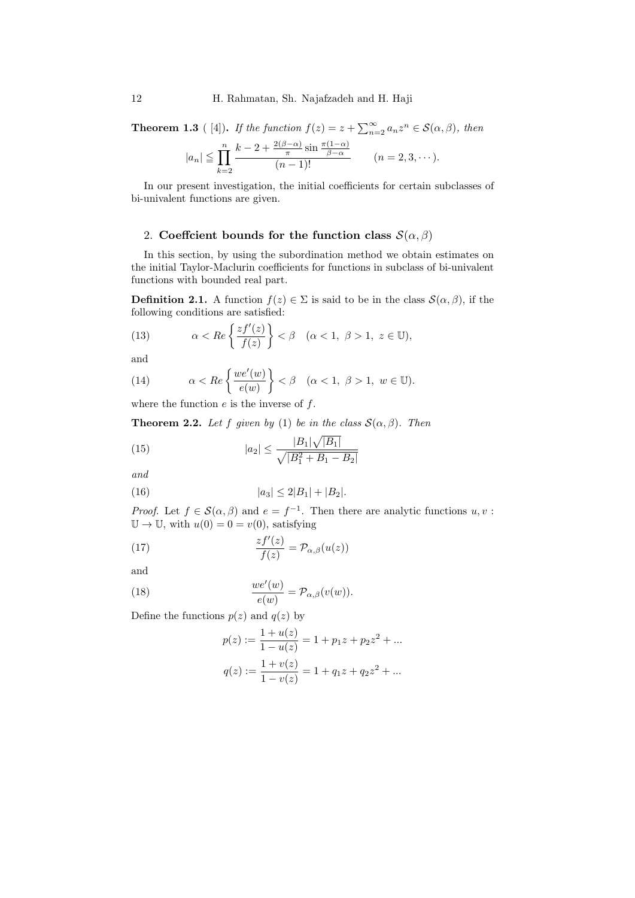**Theorem 1.3** ( [4]). *If the function $f(z) = z + \sum_{n=2}^{\infty} a_n z^n \in \mathcal{S}(\alpha, \beta)$, then*

$$|a_n| \leqq \prod_{k=2}^{n} \frac{k - 2 + \frac{2(\beta-\alpha)}{\pi} \sin \frac{\pi(1-\alpha)}{\beta-\alpha}}{(n-1)!} \qquad (n = 2, 3, \cdots).$$

In our present investigation, the initial coefficients for certain subclasses of bi-univalent functions are given.

## 2. Coeffcient bounds for the function class $\mathcal{S}(\alpha, \beta)$

In this section, by using the subordination method we obtain estimates on the initial Taylor-Maclurin coefficients for functions in subclass of bi-univalent functions with bounded real part.

**Definition 2.1.** A function $f(z) \in \Sigma$ is said to be in the class $\mathcal{S}(\alpha, \beta)$, if the following conditions are satisfied:

$$\alpha < Re\left\{\frac{zf'(z)}{f(z)}\right\} < \beta \quad (\alpha < 1,\ \beta > 1,\ z \in \mathbb{U}), \tag{13}$$

and

$$\alpha < Re\left\{\frac{we'(w)}{e(w)}\right\} < \beta \quad (\alpha < 1,\ \beta > 1,\ w \in \mathbb{U}). \tag{14}$$

where the function $e$ is the inverse of $f$.

**Theorem 2.2.** *Let $f$ given by* (1) *be in the class $\mathcal{S}(\alpha, \beta)$. Then*

$$|a_2| \leq \frac{|B_1|\sqrt{|B_1|}}{\sqrt{|B_1^2 + B_1 - B_2|}} \tag{15}$$

*and*

$$|a_3| \leq 2|B_1| + |B_2|. \tag{16}$$

*Proof.* Let $f \in \mathcal{S}(\alpha, \beta)$ and $e = f^{-1}$. Then there are analytic functions $u, v : \mathbb{U} \to \mathbb{U}$, with $u(0) = 0 = v(0)$, satisfying

$$\frac{zf'(z)}{f(z)} = \mathcal{P}_{\alpha,\beta}(u(z)) \tag{17}$$

and

$$\frac{we'(w)}{e(w)} = \mathcal{P}_{\alpha,\beta}(v(w)). \tag{18}$$

Define the functions $p(z)$ and $q(z)$ by

$$p(z) := \frac{1 + u(z)}{1 - u(z)} = 1 + p_1 z + p_2 z^2 + ...$$

$$q(z) := \frac{1 + v(z)}{1 - v(z)} = 1 + q_1 z + q_2 z^2 + ...$$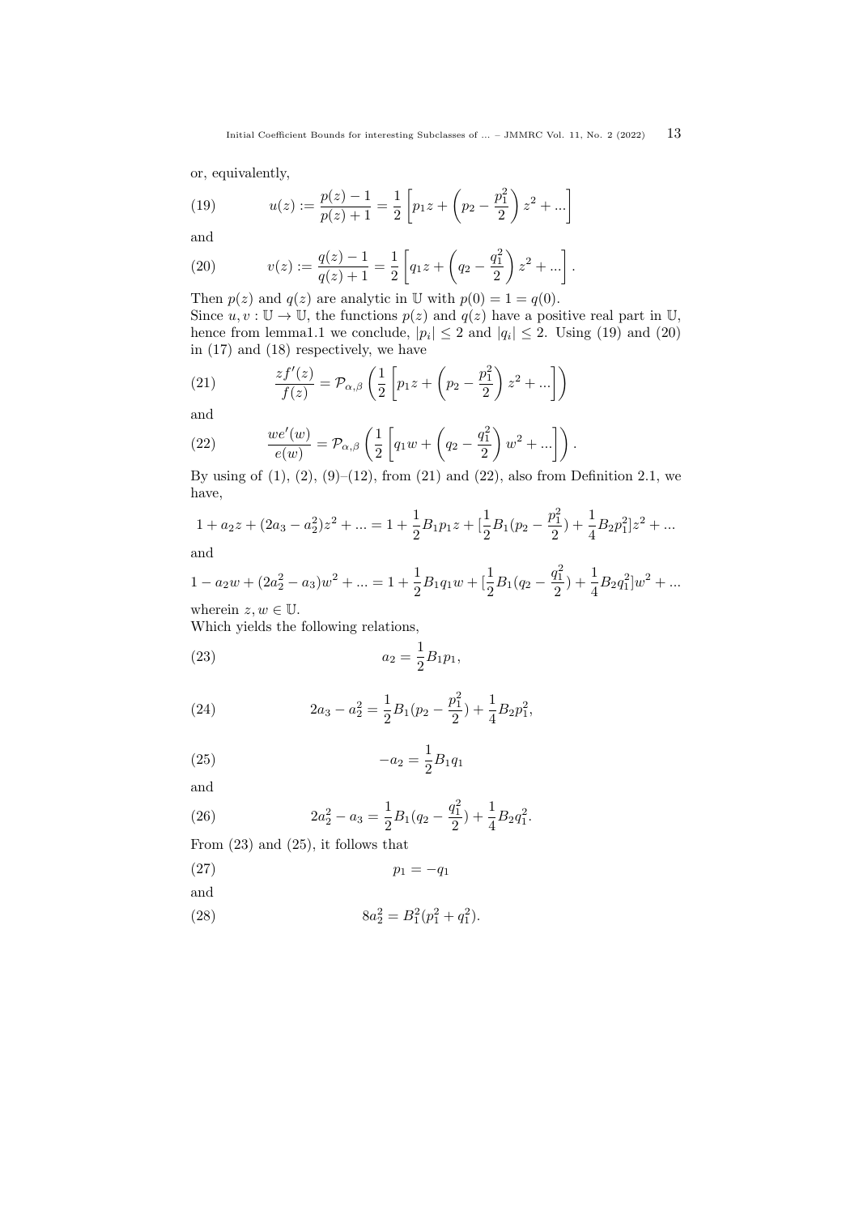or, equivalently,

$$u(z) := \frac{p(z)-1}{p(z)+1} = \frac{1}{2}\left[p_1 z + \left(p_2 - \frac{p_1^2}{2}\right)z^2 + ...\right] \tag{19}$$

and

$$v(z) := \frac{q(z)-1}{q(z)+1} = \frac{1}{2}\left[q_1 z + \left(q_2 - \frac{q_1^2}{2}\right)z^2 + ...\right]. \tag{20}$$

Then $p(z)$ and $q(z)$ are analytic in $\mathbb{U}$ with $p(0) = 1 = q(0)$.
Since $u, v : \mathbb{U} \to \mathbb{U}$, the functions $p(z)$ and $q(z)$ have a positive real part in $\mathbb{U}$, hence from lemma1.1 we conclude, $|p_i| \leq 2$ and $|q_i| \leq 2$. Using (19) and (20) in (17) and (18) respectively, we have

$$\frac{zf'(z)}{f(z)} = \mathcal{P}_{\alpha,\beta}\left(\frac{1}{2}\left[p_1 z + \left(p_2 - \frac{p_1^2}{2}\right)z^2 + ...\right]\right) \tag{21}$$

and

$$\frac{we'(w)}{e(w)} = \mathcal{P}_{\alpha,\beta}\left(\frac{1}{2}\left[q_1 w + \left(q_2 - \frac{q_1^2}{2}\right)w^2 + ...\right]\right). \tag{22}$$

By using of (1), (2), (9)–(12), from (21) and (22), also from Definition 2.1, we have,

$$1 + a_2 z + (2a_3 - a_2^2)z^2 + ... = 1 + \frac{1}{2}B_1 p_1 z + [\frac{1}{2}B_1(p_2 - \frac{p_1^2}{2}) + \frac{1}{4}B_2 p_1^2]z^2 + ...$$

and

$$1 - a_2 w + (2a_2^2 - a_3)w^2 + ... = 1 + \frac{1}{2}B_1 q_1 w + [\frac{1}{2}B_1(q_2 - \frac{q_1^2}{2}) + \frac{1}{4}B_2 q_1^2]w^2 + ...$$

wherein $z, w \in \mathbb{U}$.
Which yields the following relations,

$$a_2 = \frac{1}{2}B_1 p_1, \tag{23}$$

$$2a_3 - a_2^2 = \frac{1}{2}B_1(p_2 - \frac{p_1^2}{2}) + \frac{1}{4}B_2 p_1^2, \tag{24}$$

$$-a_2 = \frac{1}{2}B_1 q_1 \tag{25}$$

and

$$2a_2^2 - a_3 = \frac{1}{2}B_1(q_2 - \frac{q_1^2}{2}) + \frac{1}{4}B_2 q_1^2. \tag{26}$$

From (23) and (25), it follows that

$$p_1 = -q_1 \tag{27}$$

and

$$8a_2^2 = B_1^2(p_1^2 + q_1^2). \tag{28}$$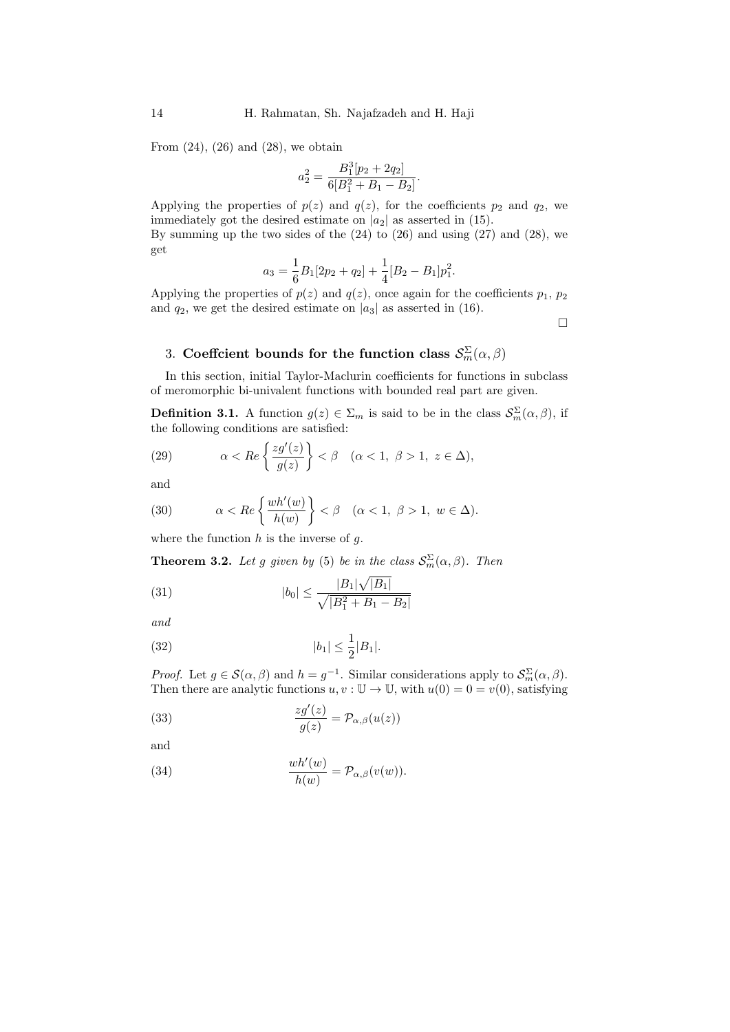From (24), (26) and (28), we obtain

$$a_2^2 = \frac{B_1^3[p_2 + 2q_2]}{6[B_1^2 + B_1 - B_2]}.$$

Applying the properties of $p(z)$ and $q(z)$, for the coefficients $p_2$ and $q_2$, we immediately got the desired estimate on $|a_2|$ as asserted in (15).
By summing up the two sides of the (24) to (26) and using (27) and (28), we get

$$a_3 = \frac{1}{6}B_1[2p_2 + q_2] + \frac{1}{4}[B_2 - B_1]p_1^2.$$

Applying the properties of $p(z)$ and $q(z)$, once again for the coefficients $p_1$, $p_2$ and $q_2$, we get the desired estimate on $|a_3|$ as asserted in (16).

□

## 3. Coeffcient bounds for the function class $\mathcal{S}_m^{\Sigma}(\alpha, \beta)$

In this section, initial Taylor-Maclurin coefficients for functions in subclass of meromorphic bi-univalent functions with bounded real part are given.

**Definition 3.1.** A function $g(z) \in \Sigma_m$ is said to be in the class $\mathcal{S}_m^{\Sigma}(\alpha, \beta)$, if the following conditions are satisfied:

$$\alpha < Re\left\{\frac{zg'(z)}{g(z)}\right\} < \beta \quad (\alpha < 1,\ \beta > 1,\ z \in \Delta), \tag{29}$$

and

$$\alpha < Re\left\{\frac{wh'(w)}{h(w)}\right\} < \beta \quad (\alpha < 1,\ \beta > 1,\ w \in \Delta). \tag{30}$$

where the function $h$ is the inverse of $g$.

**Theorem 3.2.** *Let $g$ given by (5) be in the class $\mathcal{S}_m^{\Sigma}(\alpha, \beta)$. Then*

$$|b_0| \leq \frac{|B_1|\sqrt{|B_1|}}{\sqrt{|B_1^2 + B_1 - B_2|}} \tag{31}$$

*and*

$$|b_1| \leq \frac{1}{2}|B_1|. \tag{32}$$

*Proof.* Let $g \in \mathcal{S}(\alpha, \beta)$ and $h = g^{-1}$. Similar considerations apply to $\mathcal{S}_m^{\Sigma}(\alpha, \beta)$. Then there are analytic functions $u, v : \mathbb{U} \to \mathbb{U}$, with $u(0) = 0 = v(0)$, satisfying

$$\frac{zg'(z)}{g(z)} = \mathcal{P}_{\alpha,\beta}(u(z)) \tag{33}$$

and

$$\frac{wh'(w)}{h(w)} = \mathcal{P}_{\alpha,\beta}(v(w)). \tag{34}$$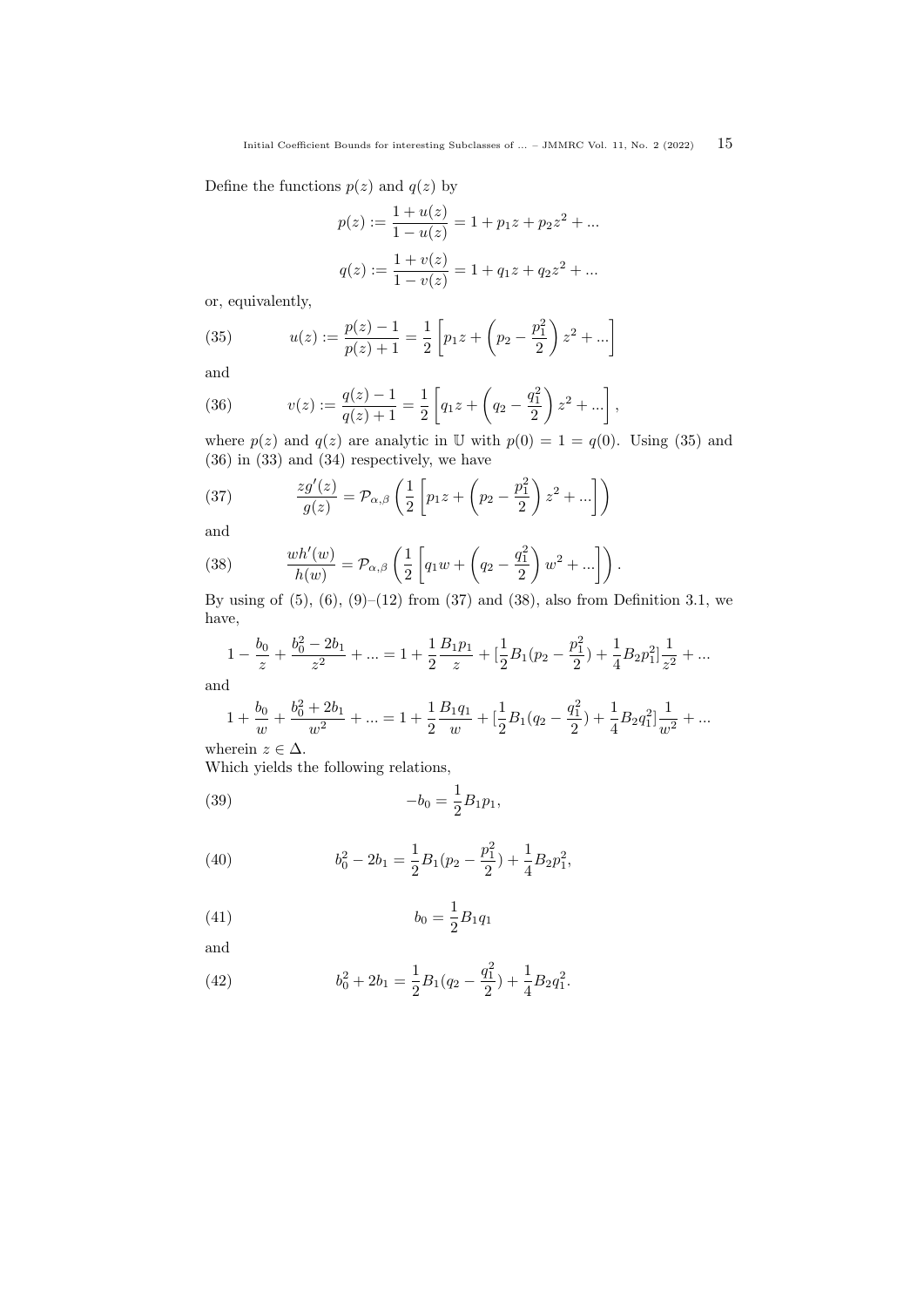Define the functions $p(z)$ and $q(z)$ by

$$p(z) := \frac{1+u(z)}{1-u(z)} = 1 + p_1 z + p_2 z^2 + ...$$

$$q(z) := \frac{1+v(z)}{1-v(z)} = 1 + q_1 z + q_2 z^2 + ...$$

or, equivalently,

$$u(z) := \frac{p(z)-1}{p(z)+1} = \frac{1}{2}\left[p_1 z + \left(p_2 - \frac{p_1^2}{2}\right) z^2 + ...\right] \tag{35}$$

and

$$v(z) := \frac{q(z)-1}{q(z)+1} = \frac{1}{2}\left[q_1 z + \left(q_2 - \frac{q_1^2}{2}\right) z^2 + ...\right], \tag{36}$$

where $p(z)$ and $q(z)$ are analytic in $\mathbb{U}$ with $p(0) = 1 = q(0)$. Using (35) and (36) in (33) and (34) respectively, we have

$$\frac{zg'(z)}{g(z)} = \mathcal{P}_{\alpha,\beta}\left(\frac{1}{2}\left[p_1 z + \left(p_2 - \frac{p_1^2}{2}\right) z^2 + ...\right]\right) \tag{37}$$

and

$$\frac{wh'(w)}{h(w)} = \mathcal{P}_{\alpha,\beta}\left(\frac{1}{2}\left[q_1 w + \left(q_2 - \frac{q_1^2}{2}\right) w^2 + ...\right]\right). \tag{38}$$

By using of (5), (6), (9)–(12) from (37) and (38), also from Definition 3.1, we have,

$$1 - \frac{b_0}{z} + \frac{b_0^2 - 2b_1}{z^2} + ... = 1 + \frac{1}{2}\frac{B_1 p_1}{z} + [\frac{1}{2}B_1(p_2 - \frac{p_1^2}{2}) + \frac{1}{4}B_2 p_1^2]\frac{1}{z^2} + ...$$

and

$$1 + \frac{b_0}{w} + \frac{b_0^2 + 2b_1}{w^2} + ... = 1 + \frac{1}{2}\frac{B_1 q_1}{w} + [\frac{1}{2}B_1(q_2 - \frac{q_1^2}{2}) + \frac{1}{4}B_2 q_1^2]\frac{1}{w^2} + ...$$

wherein $z \in \Delta$.
Which yields the following relations,

$$-b_0 = \frac{1}{2}B_1 p_1, \tag{39}$$

$$b_0^2 - 2b_1 = \frac{1}{2}B_1(p_2 - \frac{p_1^2}{2}) + \frac{1}{4}B_2 p_1^2, \tag{40}$$

$$b_0 = \frac{1}{2}B_1 q_1 \tag{41}$$

and

$$b_0^2 + 2b_1 = \frac{1}{2}B_1(q_2 - \frac{q_1^2}{2}) + \frac{1}{4}B_2 q_1^2. \tag{42}$$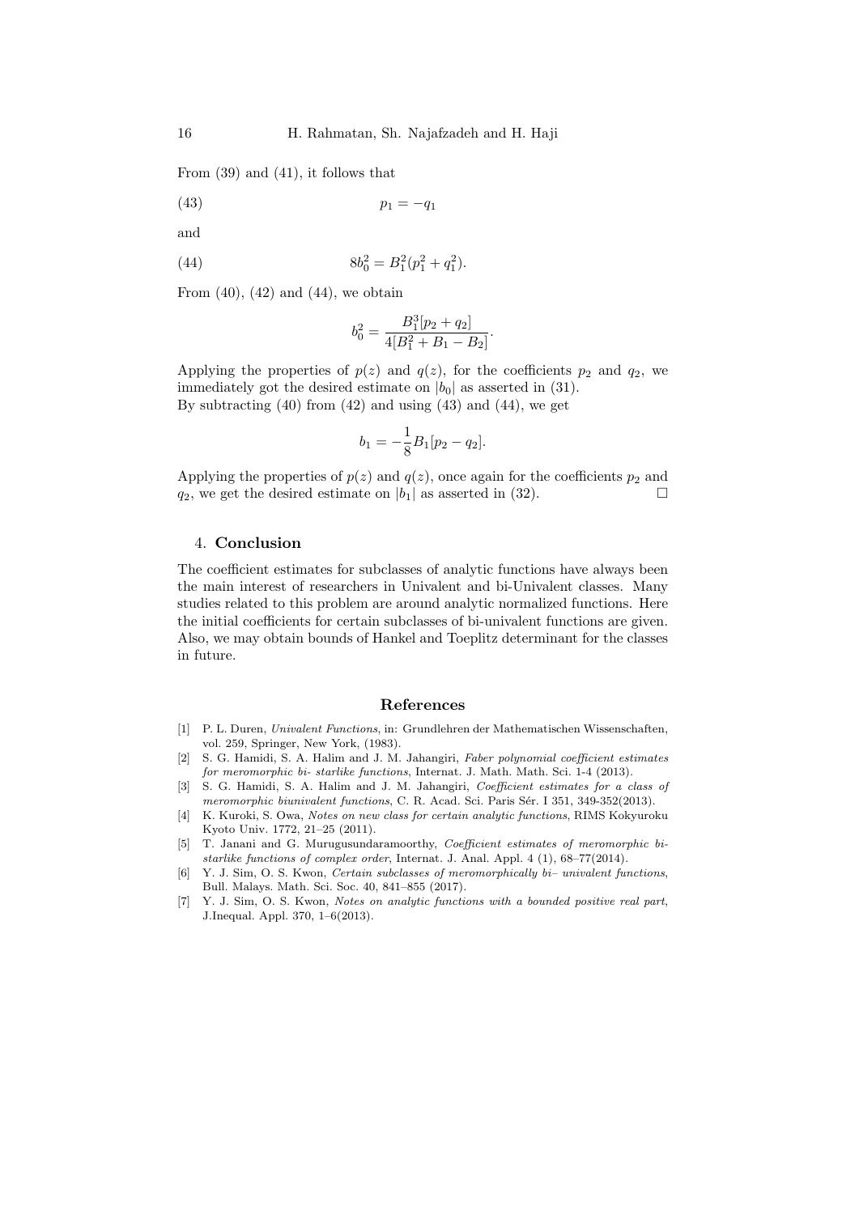From (39) and (41), it follows that

$$p_1 = -q_1 \tag{43}$$

and

$$8b_0^2 = B_1^2(p_1^2 + q_1^2). \tag{44}$$

From (40), (42) and (44), we obtain

$$b_0^2 = \frac{B_1^3[p_2 + q_2]}{4[B_1^2 + B_1 - B_2]}.$$

Applying the properties of $p(z)$ and $q(z)$, for the coefficients $p_2$ and $q_2$, we immediately got the desired estimate on $|b_0|$ as asserted in (31).
By subtracting (40) from (42) and using (43) and (44), we get

$$b_1 = -\frac{1}{8}B_1[p_2 - q_2].$$

Applying the properties of $p(z)$ and $q(z)$, once again for the coefficients $p_2$ and $q_2$, we get the desired estimate on $|b_1|$ as asserted in (32). □

## 4. Conclusion

The coefficient estimates for subclasses of analytic functions have always been the main interest of researchers in Univalent and bi-Univalent classes. Many studies related to this problem are around analytic normalized functions. Here the initial coefficients for certain subclasses of bi-univalent functions are given. Also, we may obtain bounds of Hankel and Toeplitz determinant for the classes in future.

## References

[1] P. L. Duren, *Univalent Functions*, in: Grundlehren der Mathematischen Wissenschaften, vol. 259, Springer, New York, (1983).

[2] S. G. Hamidi, S. A. Halim and J. M. Jahangiri, *Faber polynomial coefficient estimates for meromorphic bi- starlike functions*, Internat. J. Math. Math. Sci. 1-4 (2013).

[3] S. G. Hamidi, S. A. Halim and J. M. Jahangiri, *Coefficient estimates for a class of meromorphic biunivalent functions*, C. R. Acad. Sci. Paris Sér. I 351, 349-352(2013).

[4] K. Kuroki, S. Owa, *Notes on new class for certain analytic functions*, RIMS Kokyuroku Kyoto Univ. 1772, 21–25 (2011).

[5] T. Janani and G. Murugusundaramoorthy, *Coefficient estimates of meromorphic bi-starlike functions of complex order*, Internat. J. Anal. Appl. 4 (1), 68–77(2014).

[6] Y. J. Sim, O. S. Kwon, *Certain subclasses of meromorphically bi– univalent functions*, Bull. Malays. Math. Sci. Soc. 40, 841–855 (2017).

[7] Y. J. Sim, O. S. Kwon, *Notes on analytic functions with a bounded positive real part*, J.Inequal. Appl. 370, 1–6(2013).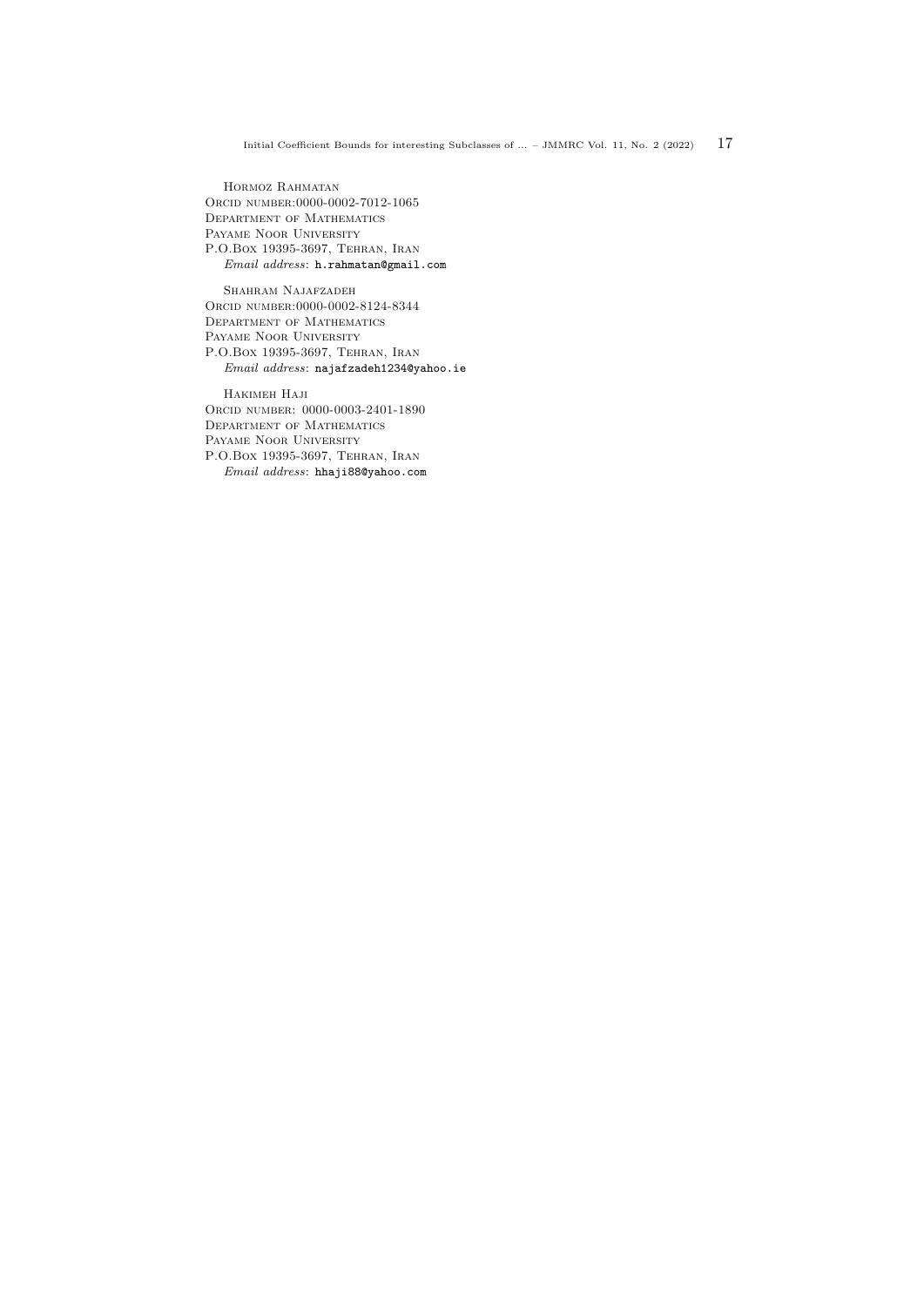Hormoz Rahmatan
Orcid number:0000-0002-7012-1065
Department of Mathematics
Payame Noor University
P.O.Box 19395-3697, Tehran, Iran
*Email address*: h.rahmatan@gmail.com

Shahram Najafzadeh
Orcid number:0000-0002-8124-8344
Department of Mathematics
Payame Noor University
P.O.Box 19395-3697, Tehran, Iran
*Email address*: najafzadeh1234@yahoo.ie

Hakimeh Haji
Orcid number: 0000-0003-2401-1890
Department of Mathematics
Payame Noor University
P.O.Box 19395-3697, Tehran, Iran
*Email address*: hhaji88@yahoo.com